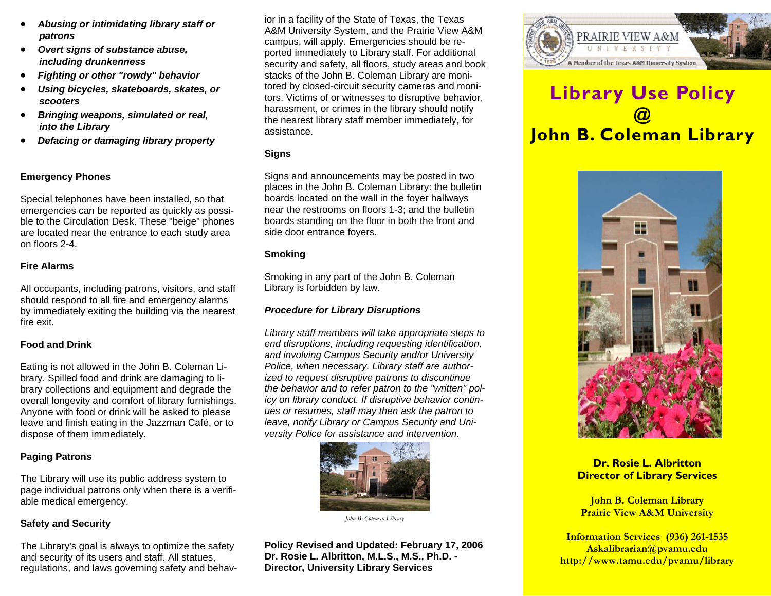- ***Abusing or intimidating library staff or patrons***
- ***Overt signs of substance abuse, including drunkenness***
- ***Fighting or other "rowdy" behavior***
- ***Using bicycles, skateboards, skates, or scooters***
- ***Bringing weapons, simulated or real, into the Library***
- ***Defacing or damaging library property***

**Emergency Phones**

Special telephones have been installed, so that emergencies can be reported as quickly as possible to the Circulation Desk. These "beige" phones are located near the entrance to each study area on floors 2-4.

**Fire Alarms**

All occupants, including patrons, visitors, and staff should respond to all fire and emergency alarms by immediately exiting the building via the nearest fire exit.

**Food and Drink**

Eating is not allowed in the John B. Coleman Library. Spilled food and drink are damaging to library collections and equipment and degrade the overall longevity and comfort of library furnishings. Anyone with food or drink will be asked to please leave and finish eating in the Jazzman Café, or to dispose of them immediately.

**Paging Patrons**

The Library will use its public address system to page individual patrons only when there is a verifiable medical emergency.

**Safety and Security**

The Library's goal is always to optimize the safety and security of its users and staff. All statues, regulations, and laws governing safety and behavior in a facility of the State of Texas, the Texas A&M University System, and the Prairie View A&M campus, will apply. Emergencies should be reported immediately to Library staff. For additional security and safety, all floors, study areas and book stacks of the John B. Coleman Library are monitored by closed-circuit security cameras and monitors. Victims of or witnesses to disruptive behavior, harassment, or crimes in the library should notify the nearest library staff member immediately, for assistance.

**Signs**

Signs and announcements may be posted in two places in the John B. Coleman Library: the bulletin boards located on the wall in the foyer hallways near the restrooms on floors 1-3; and the bulletin boards standing on the floor in both the front and side door entrance foyers.

**Smoking**

Smoking in any part of the John B. Coleman Library is forbidden by law.

***Procedure for Library Disruptions***

*Library staff members will take appropriate steps to end disruptions, including requesting identification, and involving Campus Security and/or University Police, when necessary. Library staff are authorized to request disruptive patrons to discontinue the behavior and to refer patron to the "written" policy on library conduct. If disruptive behavior continues or resumes, staff may then ask the patron to leave, notify Library or Campus Security and University Police for assistance and intervention.*

*John B. Coleman Library*

**Policy Revised and Updated: February 17, 2006**
**Dr. Rosie L. Albritton, M.L.S., M.S., Ph.D. - Director, University Library Services**

PRAIRIE VIEW A&M UNIVERSITY
A Member of the Texas A&M University System

# Library Use Policy @ John B. Coleman Library

**Dr. Rosie L. Albritton**
**Director of Library Services**

**John B. Coleman Library**
**Prairie View A&M University**

**Information Services (936) 261-1535**
**Askalibrarian@pvamu.edu**
**http://www.tamu.edu/pvamu/library**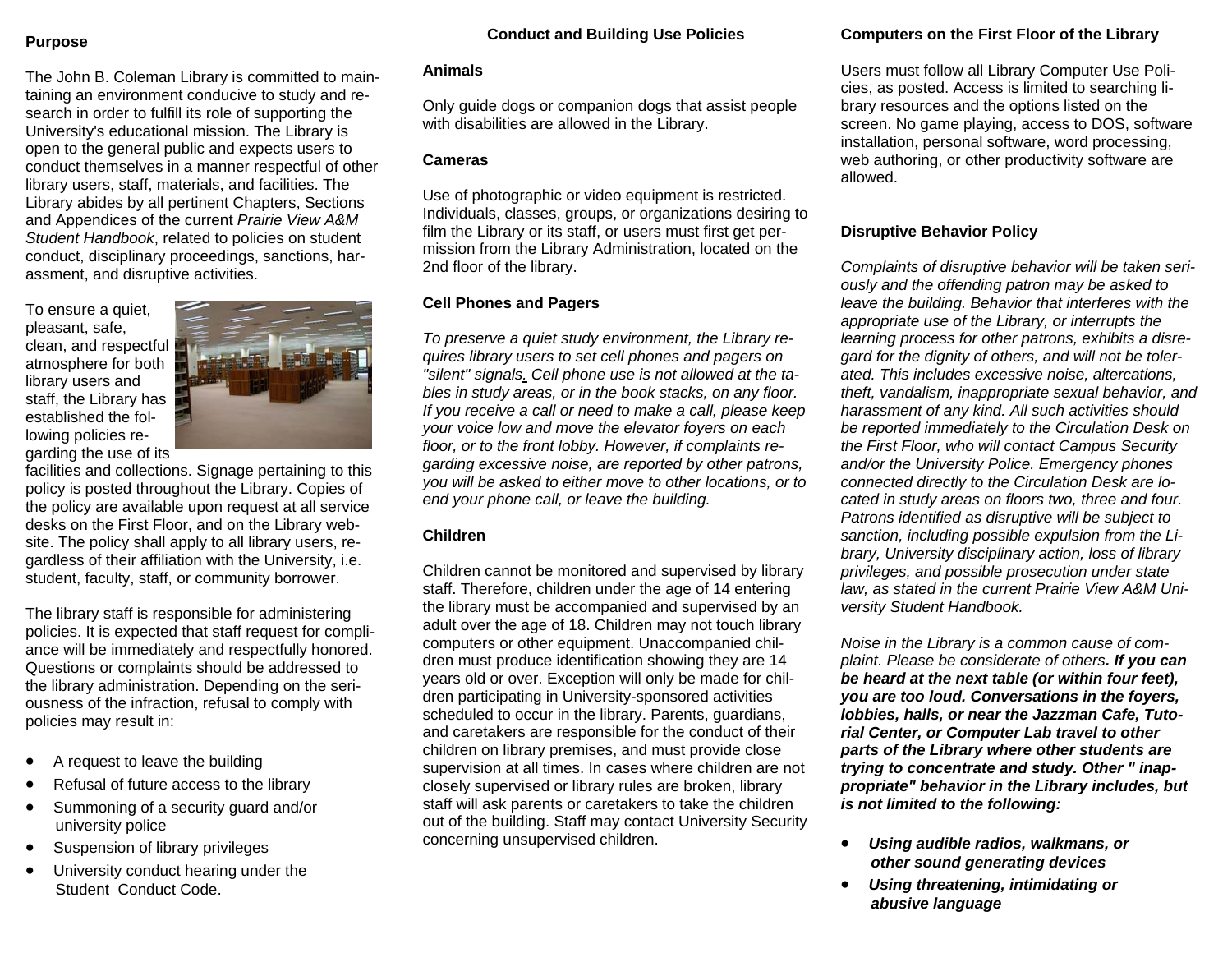**Purpose**

The John B. Coleman Library is committed to maintaining an environment conducive to study and research in order to fulfill its role of supporting the University's educational mission. The Library is open to the general public and expects users to conduct themselves in a manner respectful of other library users, staff, materials, and facilities. The Library abides by all pertinent Chapters, Sections and Appendices of the current *Prairie View A&M Student Handbook*, related to policies on student conduct, disciplinary proceedings, sanctions, harassment, and disruptive activities.

To ensure a quiet, pleasant, safe, clean, and respectful atmosphere for both library users and staff, the Library has established the following policies regarding the use of its facilities and collections. Signage pertaining to this policy is posted throughout the Library. Copies of the policy are available upon request at all service desks on the First Floor, and on the Library website. The policy shall apply to all library users, regardless of their affiliation with the University, i.e. student, faculty, staff, or community borrower.

The library staff is responsible for administering policies. It is expected that staff request for compliance will be immediately and respectfully honored. Questions or complaints should be addressed to the library administration. Depending on the seriousness of the infraction, refusal to comply with policies may result in:

- A request to leave the building
- Refusal of future access to the library
- Summoning of a security guard and/or university police
- Suspension of library privileges
- University conduct hearing under the Student Conduct Code.

**Conduct and Building Use Policies**

**Animals**

Only guide dogs or companion dogs that assist people with disabilities are allowed in the Library.

**Cameras**

Use of photographic or video equipment is restricted. Individuals, classes, groups, or organizations desiring to film the Library or its staff, or users must first get permission from the Library Administration, located on the 2nd floor of the library.

**Cell Phones and Pagers**

*To preserve a quiet study environment, the Library requires library users to set cell phones and pagers on "silent" signals. Cell phone use is not allowed at the tables in study areas, or in the book stacks, on any floor. If you receive a call or need to make a call, please keep your voice low and move the elevator foyers on each floor, or to the front lobby. However, if complaints regarding excessive noise, are reported by other patrons, you will be asked to either move to other locations, or to end your phone call, or leave the building.*

**Children**

Children cannot be monitored and supervised by library staff. Therefore, children under the age of 14 entering the library must be accompanied and supervised by an adult over the age of 18. Children may not touch library computers or other equipment. Unaccompanied children must produce identification showing they are 14 years old or over. Exception will only be made for children participating in University-sponsored activities scheduled to occur in the library. Parents, guardians, and caretakers are responsible for the conduct of their children on library premises, and must provide close supervision at all times. In cases where children are not closely supervised or library rules are broken, library staff will ask parents or caretakers to take the children out of the building. Staff may contact University Security concerning unsupervised children.

**Computers on the First Floor of the Library**

Users must follow all Library Computer Use Policies, as posted. Access is limited to searching library resources and the options listed on the screen. No game playing, access to DOS, software installation, personal software, word processing, web authoring, or other productivity software are allowed.

**Disruptive Behavior Policy**

*Complaints of disruptive behavior will be taken seriously and the offending patron may be asked to leave the building. Behavior that interferes with the appropriate use of the Library, or interrupts the learning process for other patrons, exhibits a disregard for the dignity of others, and will not be tolerated. This includes excessive noise, altercations, theft, vandalism, inappropriate sexual behavior, and harassment of any kind. All such activities should be reported immediately to the Circulation Desk on the First Floor, who will contact Campus Security and/or the University Police. Emergency phones connected directly to the Circulation Desk are located in study areas on floors two, three and four. Patrons identified as disruptive will be subject to sanction, including possible expulsion from the Library, University disciplinary action, loss of library privileges, and possible prosecution under state law, as stated in the current Prairie View A&M University Student Handbook.*

*Noise in the Library is a common cause of complaint. Please be considerate of others**. If you can be heard at the next table (or within four feet), you are too loud. Conversations in the foyers, lobbies, halls, or near the Jazzman Cafe, Tutorial Center, or Computer Lab travel to other parts of the Library where other students are trying to concentrate and study. Other " inappropriate" behavior in the Library includes, but is not limited to the following:***

- ***Using audible radios, walkmans, or other sound generating devices***
- ***Using threatening, intimidating or abusive language***